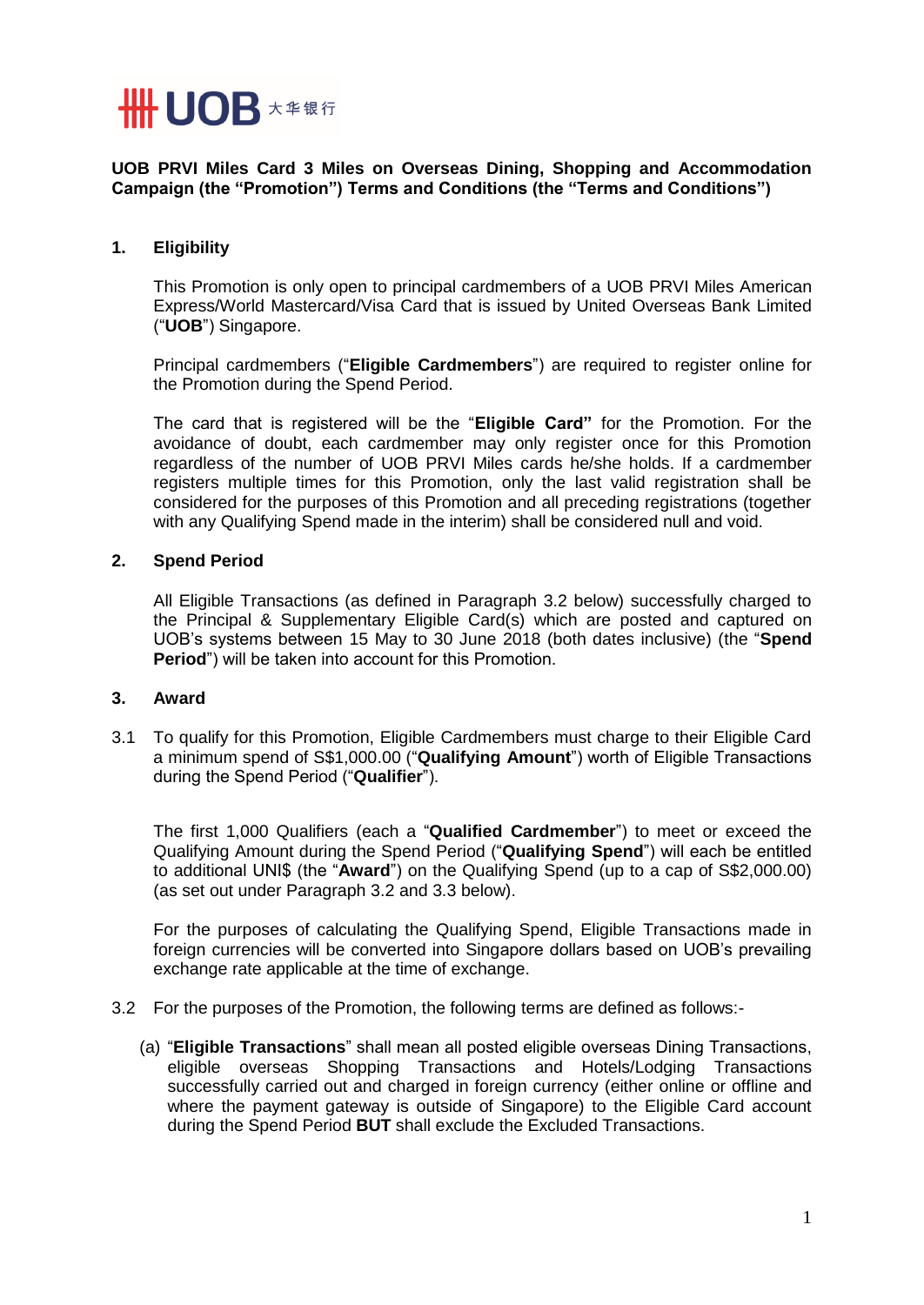UOB 大华银行

**UOB PRVI Miles Card 3 Miles on Overseas Dining, Shopping and Accommodation Campaign (the "Promotion") Terms and Conditions (the "Terms and Conditions")**

**1. Eligibility**

This Promotion is only open to principal cardmembers of a UOB PRVI Miles American Express/World Mastercard/Visa Card that is issued by United Overseas Bank Limited ("**UOB**") Singapore.

Principal cardmembers ("**Eligible Cardmembers**") are required to register online for the Promotion during the Spend Period.

The card that is registered will be the "**Eligible Card"** for the Promotion. For the avoidance of doubt, each cardmember may only register once for this Promotion regardless of the number of UOB PRVI Miles cards he/she holds. If a cardmember registers multiple times for this Promotion, only the last valid registration shall be considered for the purposes of this Promotion and all preceding registrations (together with any Qualifying Spend made in the interim) shall be considered null and void.

**2. Spend Period**

All Eligible Transactions (as defined in Paragraph 3.2 below) successfully charged to the Principal & Supplementary Eligible Card(s) which are posted and captured on UOB's systems between 15 May to 30 June 2018 (both dates inclusive) (the "**Spend Period**") will be taken into account for this Promotion.

**3. Award**

3.1 To qualify for this Promotion, Eligible Cardmembers must charge to their Eligible Card a minimum spend of S$1,000.00 ("**Qualifying Amount**") worth of Eligible Transactions during the Spend Period ("**Qualifier**").

The first 1,000 Qualifiers (each a "**Qualified Cardmember**") to meet or exceed the Qualifying Amount during the Spend Period ("**Qualifying Spend**") will each be entitled to additional UNI$ (the "**Award**") on the Qualifying Spend (up to a cap of S$2,000.00) (as set out under Paragraph 3.2 and 3.3 below).

For the purposes of calculating the Qualifying Spend, Eligible Transactions made in foreign currencies will be converted into Singapore dollars based on UOB's prevailing exchange rate applicable at the time of exchange.

3.2 For the purposes of the Promotion, the following terms are defined as follows:-

(a) "**Eligible Transactions**" shall mean all posted eligible overseas Dining Transactions, eligible overseas Shopping Transactions and Hotels/Lodging Transactions successfully carried out and charged in foreign currency (either online or offline and where the payment gateway is outside of Singapore) to the Eligible Card account during the Spend Period **BUT** shall exclude the Excluded Transactions.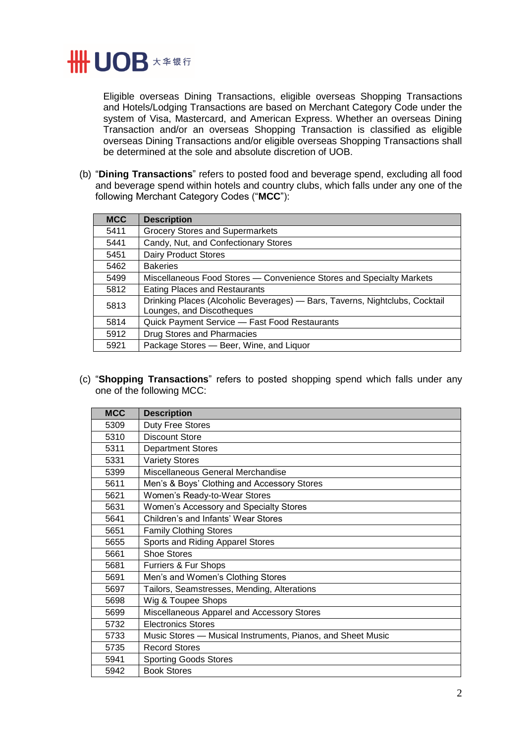Eligible overseas Dining Transactions, eligible overseas Shopping Transactions and Hotels/Lodging Transactions are based on Merchant Category Code under the system of Visa, Mastercard, and American Express. Whether an overseas Dining Transaction and/or an overseas Shopping Transaction is classified as eligible overseas Dining Transactions and/or eligible overseas Shopping Transactions shall be determined at the sole and absolute discretion of UOB.

(b) "**Dining Transactions**" refers to posted food and beverage spend, excluding all food and beverage spend within hotels and country clubs, which falls under any one of the following Merchant Category Codes ("**MCC**"):

| MCC | Description |
|---|---|
| 5411 | Grocery Stores and Supermarkets |
| 5441 | Candy, Nut, and Confectionary Stores |
| 5451 | Dairy Product Stores |
| 5462 | Bakeries |
| 5499 | Miscellaneous Food Stores — Convenience Stores and Specialty Markets |
| 5812 | Eating Places and Restaurants |
| 5813 | Drinking Places (Alcoholic Beverages) — Bars, Taverns, Nightclubs, Cocktail Lounges, and Discotheques |
| 5814 | Quick Payment Service — Fast Food Restaurants |
| 5912 | Drug Stores and Pharmacies |
| 5921 | Package Stores — Beer, Wine, and Liquor |

(c) "**Shopping Transactions**" refers to posted shopping spend which falls under any one of the following MCC:

| MCC | Description |
|---|---|
| 5309 | Duty Free Stores |
| 5310 | Discount Store |
| 5311 | Department Stores |
| 5331 | Variety Stores |
| 5399 | Miscellaneous General Merchandise |
| 5611 | Men's & Boys' Clothing and Accessory Stores |
| 5621 | Women's Ready-to-Wear Stores |
| 5631 | Women's Accessory and Specialty Stores |
| 5641 | Children's and Infants' Wear Stores |
| 5651 | Family Clothing Stores |
| 5655 | Sports and Riding Apparel Stores |
| 5661 | Shoe Stores |
| 5681 | Furriers & Fur Shops |
| 5691 | Men's and Women's Clothing Stores |
| 5697 | Tailors, Seamstresses, Mending, Alterations |
| 5698 | Wig & Toupee Shops |
| 5699 | Miscellaneous Apparel and Accessory Stores |
| 5732 | Electronics Stores |
| 5733 | Music Stores — Musical Instruments, Pianos, and Sheet Music |
| 5735 | Record Stores |
| 5941 | Sporting Goods Stores |
| 5942 | Book Stores |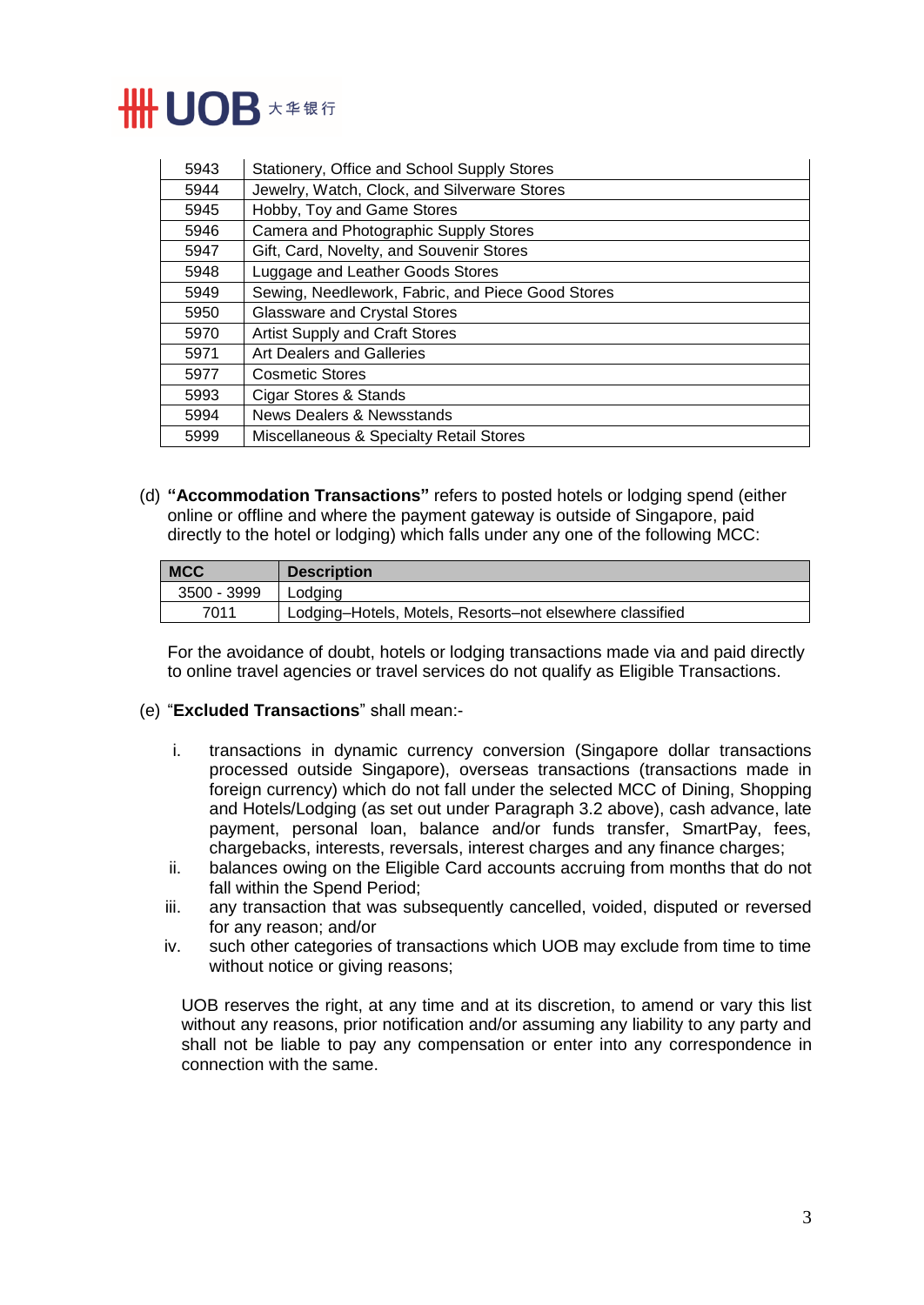| | |
|---|---|
| 5943 | Stationery, Office and School Supply Stores |
| 5944 | Jewelry, Watch, Clock, and Silverware Stores |
| 5945 | Hobby, Toy and Game Stores |
| 5946 | Camera and Photographic Supply Stores |
| 5947 | Gift, Card, Novelty, and Souvenir Stores |
| 5948 | Luggage and Leather Goods Stores |
| 5949 | Sewing, Needlework, Fabric, and Piece Good Stores |
| 5950 | Glassware and Crystal Stores |
| 5970 | Artist Supply and Craft Stores |
| 5971 | Art Dealers and Galleries |
| 5977 | Cosmetic Stores |
| 5993 | Cigar Stores & Stands |
| 5994 | News Dealers & Newsstands |
| 5999 | Miscellaneous & Specialty Retail Stores |

(d) **"Accommodation Transactions"** refers to posted hotels or lodging spend (either online or offline and where the payment gateway is outside of Singapore, paid directly to the hotel or lodging) which falls under any one of the following MCC:

| MCC | Description |
|---|---|
| 3500 - 3999 | Lodging |
| 7011 | Lodging–Hotels, Motels, Resorts–not elsewhere classified |

For the avoidance of doubt, hotels or lodging transactions made via and paid directly to online travel agencies or travel services do not qualify as Eligible Transactions.

(e) "**Excluded Transactions**" shall mean:-

i. transactions in dynamic currency conversion (Singapore dollar transactions processed outside Singapore), overseas transactions (transactions made in foreign currency) which do not fall under the selected MCC of Dining, Shopping and Hotels/Lodging (as set out under Paragraph 3.2 above), cash advance, late payment, personal loan, balance and/or funds transfer, SmartPay, fees, chargebacks, interests, reversals, interest charges and any finance charges;

ii. balances owing on the Eligible Card accounts accruing from months that do not fall within the Spend Period;

iii. any transaction that was subsequently cancelled, voided, disputed or reversed for any reason; and/or

iv. such other categories of transactions which UOB may exclude from time to time without notice or giving reasons;

UOB reserves the right, at any time and at its discretion, to amend or vary this list without any reasons, prior notification and/or assuming any liability to any party and shall not be liable to pay any compensation or enter into any correspondence in connection with the same.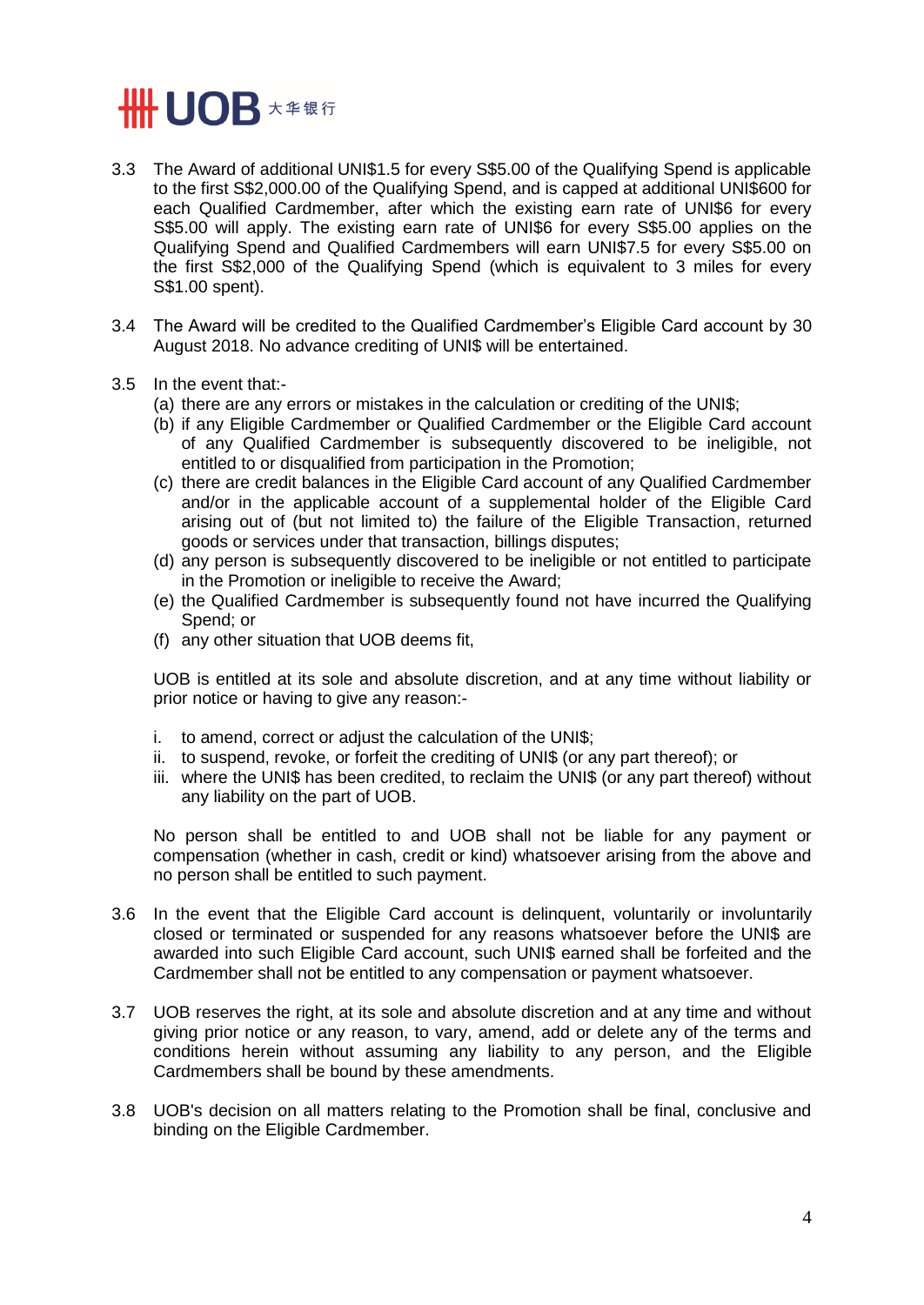3.3 The Award of additional UNI$1.5 for every S$5.00 of the Qualifying Spend is applicable to the first S$2,000.00 of the Qualifying Spend, and is capped at additional UNI$600 for each Qualified Cardmember, after which the existing earn rate of UNI$6 for every S$5.00 will apply. The existing earn rate of UNI$6 for every S$5.00 applies on the Qualifying Spend and Qualified Cardmembers will earn UNI$7.5 for every S$5.00 on the first S$2,000 of the Qualifying Spend (which is equivalent to 3 miles for every S$1.00 spent).

3.4 The Award will be credited to the Qualified Cardmember's Eligible Card account by 30 August 2018. No advance crediting of UNI$ will be entertained.

3.5 In the event that:-

(a) there are any errors or mistakes in the calculation or crediting of the UNI$;
(b) if any Eligible Cardmember or Qualified Cardmember or the Eligible Card account of any Qualified Cardmember is subsequently discovered to be ineligible, not entitled to or disqualified from participation in the Promotion;
(c) there are credit balances in the Eligible Card account of any Qualified Cardmember and/or in the applicable account of a supplemental holder of the Eligible Card arising out of (but not limited to) the failure of the Eligible Transaction, returned goods or services under that transaction, billings disputes;
(d) any person is subsequently discovered to be ineligible or not entitled to participate in the Promotion or ineligible to receive the Award;
(e) the Qualified Cardmember is subsequently found not have incurred the Qualifying Spend; or
(f) any other situation that UOB deems fit,

UOB is entitled at its sole and absolute discretion, and at any time without liability or prior notice or having to give any reason:-

i. to amend, correct or adjust the calculation of the UNI$;
ii. to suspend, revoke, or forfeit the crediting of UNI$ (or any part thereof); or
iii. where the UNI$ has been credited, to reclaim the UNI$ (or any part thereof) without any liability on the part of UOB.

No person shall be entitled to and UOB shall not be liable for any payment or compensation (whether in cash, credit or kind) whatsoever arising from the above and no person shall be entitled to such payment.

3.6 In the event that the Eligible Card account is delinquent, voluntarily or involuntarily closed or terminated or suspended for any reasons whatsoever before the UNI$ are awarded into such Eligible Card account, such UNI$ earned shall be forfeited and the Cardmember shall not be entitled to any compensation or payment whatsoever.

3.7 UOB reserves the right, at its sole and absolute discretion and at any time and without giving prior notice or any reason, to vary, amend, add or delete any of the terms and conditions herein without assuming any liability to any person, and the Eligible Cardmembers shall be bound by these amendments.

3.8 UOB's decision on all matters relating to the Promotion shall be final, conclusive and binding on the Eligible Cardmember.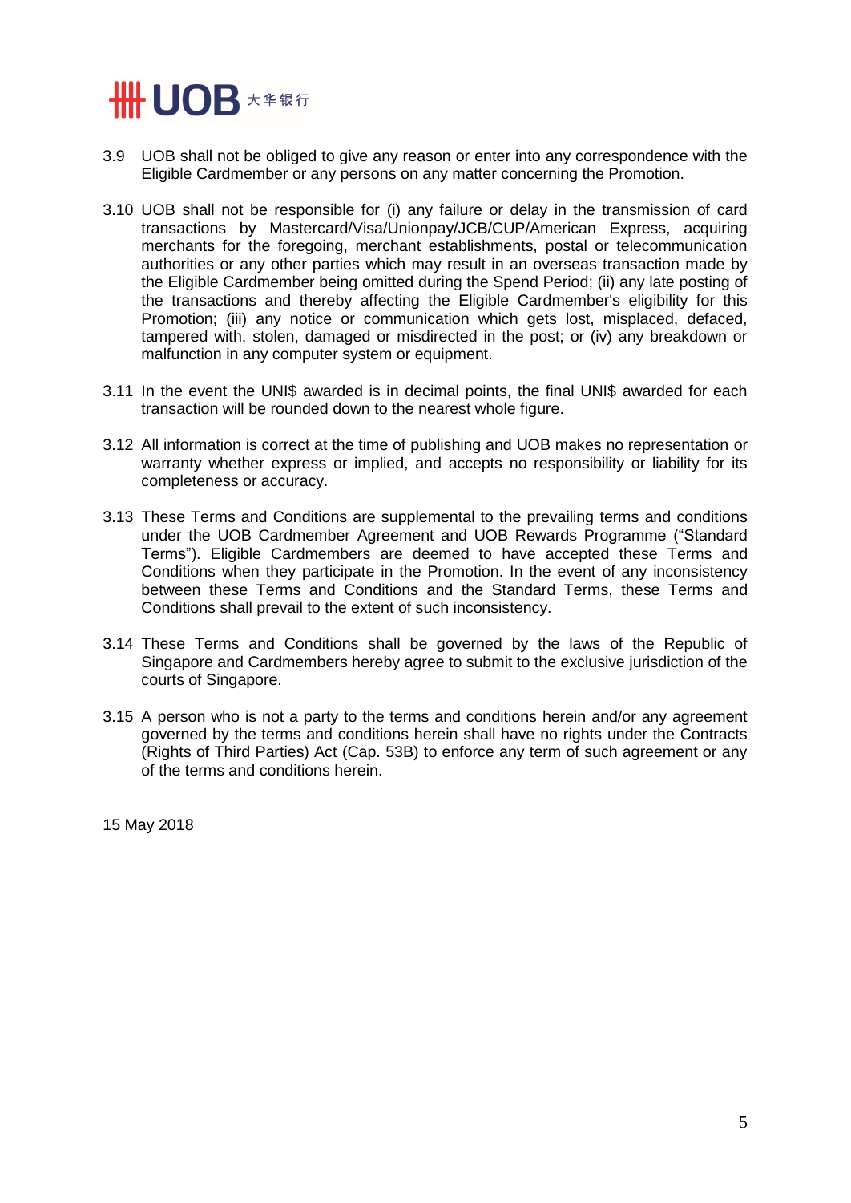3.9 UOB shall not be obliged to give any reason or enter into any correspondence with the Eligible Cardmember or any persons on any matter concerning the Promotion.

3.10 UOB shall not be responsible for (i) any failure or delay in the transmission of card transactions by Mastercard/Visa/Unionpay/JCB/CUP/American Express, acquiring merchants for the foregoing, merchant establishments, postal or telecommunication authorities or any other parties which may result in an overseas transaction made by the Eligible Cardmember being omitted during the Spend Period; (ii) any late posting of the transactions and thereby affecting the Eligible Cardmember's eligibility for this Promotion; (iii) any notice or communication which gets lost, misplaced, defaced, tampered with, stolen, damaged or misdirected in the post; or (iv) any breakdown or malfunction in any computer system or equipment.

3.11 In the event the UNI$ awarded is in decimal points, the final UNI$ awarded for each transaction will be rounded down to the nearest whole figure.

3.12 All information is correct at the time of publishing and UOB makes no representation or warranty whether express or implied, and accepts no responsibility or liability for its completeness or accuracy.

3.13 These Terms and Conditions are supplemental to the prevailing terms and conditions under the UOB Cardmember Agreement and UOB Rewards Programme ("Standard Terms"). Eligible Cardmembers are deemed to have accepted these Terms and Conditions when they participate in the Promotion. In the event of any inconsistency between these Terms and Conditions and the Standard Terms, these Terms and Conditions shall prevail to the extent of such inconsistency.

3.14 These Terms and Conditions shall be governed by the laws of the Republic of Singapore and Cardmembers hereby agree to submit to the exclusive jurisdiction of the courts of Singapore.

3.15 A person who is not a party to the terms and conditions herein and/or any agreement governed by the terms and conditions herein shall have no rights under the Contracts (Rights of Third Parties) Act (Cap. 53B) to enforce any term of such agreement or any of the terms and conditions herein.

15 May 2018